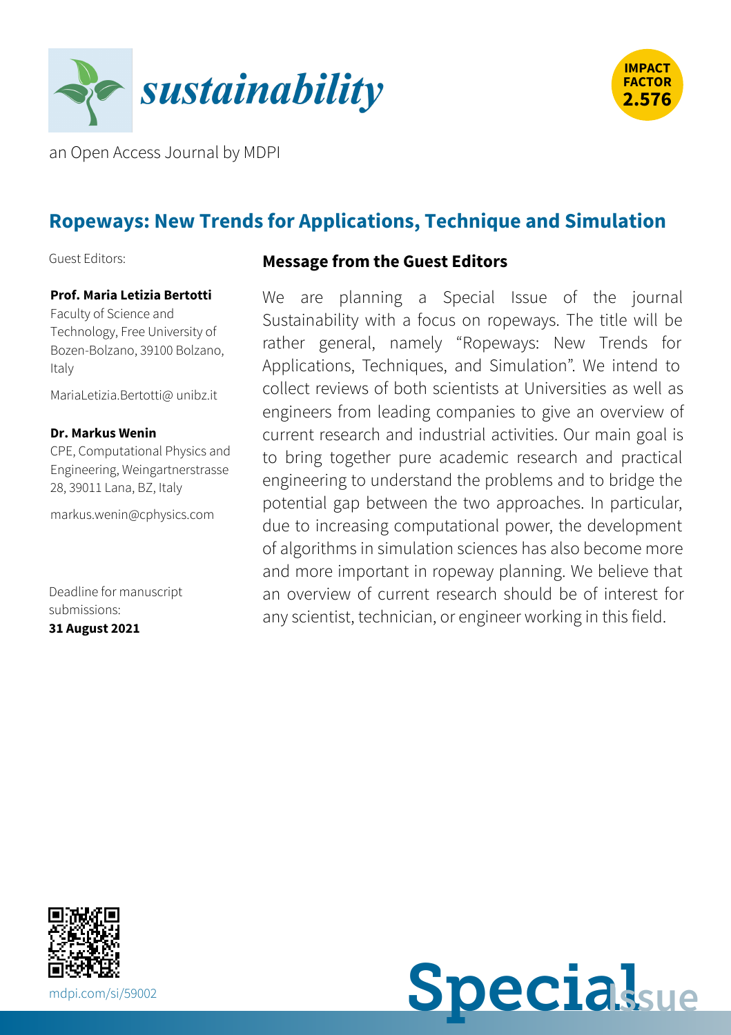*sustainability*

an Open Access Journal by MDPI

IMPACT FACTOR 2.576

## Ropeways: New Trends for Applications, Technique and Simulation

Guest Editors:

**Prof. Maria Letizia Bertotti**
Faculty of Science and Technology, Free University of Bozen-Bolzano, 39100 Bolzano, Italy

MariaLetizia.Bertotti@ unibz.it

**Dr. Markus Wenin**
CPE, Computational Physics and Engineering, Weingartnerstrasse 28, 39011 Lana, BZ, Italy

markus.wenin@cphysics.com

Deadline for manuscript submissions:
**31 August 2021**

### Message from the Guest Editors

We are planning a Special Issue of the journal Sustainability with a focus on ropeways. The title will be rather general, namely "Ropeways: New Trends for Applications, Techniques, and Simulation". We intend to collect reviews of both scientists at Universities as well as engineers from leading companies to give an overview of current research and industrial activities. Our main goal is to bring together pure academic research and practical engineering to understand the problems and to bridge the potential gap between the two approaches. In particular, due to increasing computational power, the development of algorithms in simulation sciences has also become more and more important in ropeway planning. We believe that an overview of current research should be of interest for any scientist, technician, or engineer working in this field.

mdpi.com/si/59002

Special Issue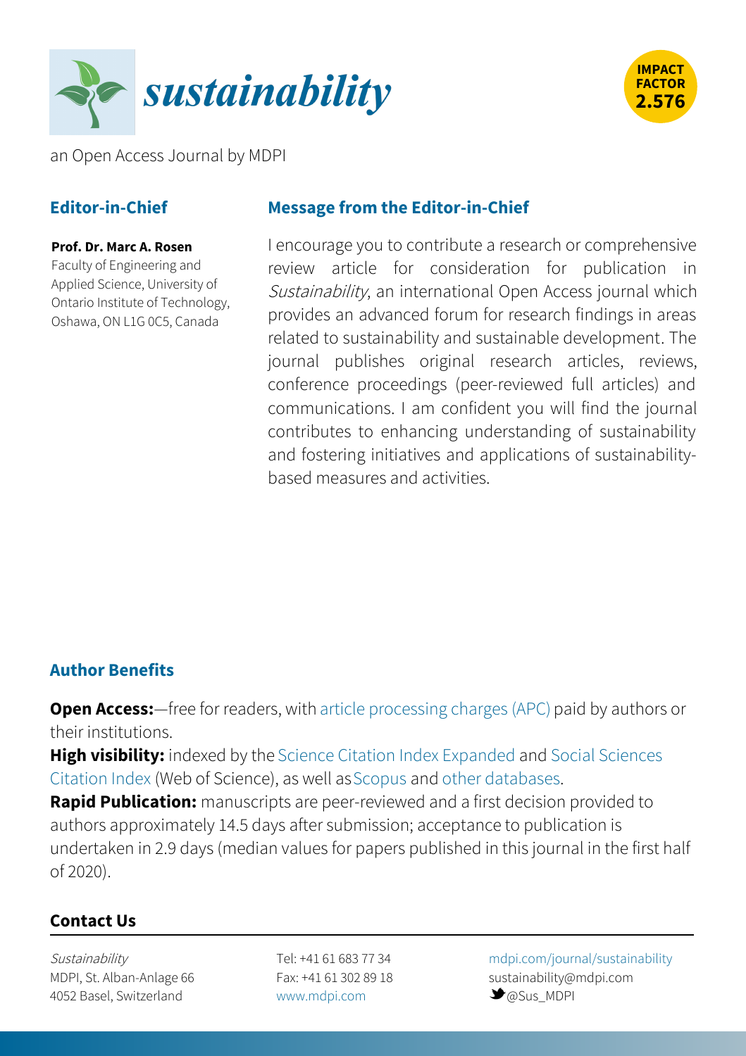# *sustainability*

**IMPACT FACTOR 2.576**

an Open Access Journal by MDPI

## Editor-in-Chief

**Prof. Dr. Marc A. Rosen**
Faculty of Engineering and Applied Science, University of Ontario Institute of Technology, Oshawa, ON L1G 0C5, Canada

## Message from the Editor-in-Chief

I encourage you to contribute a research or comprehensive review article for consideration for publication in *Sustainability*, an international Open Access journal which provides an advanced forum for research findings in areas related to sustainability and sustainable development. The journal publishes original research articles, reviews, conference proceedings (peer-reviewed full articles) and communications. I am confident you will find the journal contributes to enhancing understanding of sustainability and fostering initiatives and applications of sustainability-based measures and activities.

## Author Benefits

**Open Access:**—free for readers, with article processing charges (APC) paid by authors or their institutions.
**High visibility:** indexed by the Science Citation Index Expanded and Social Sciences Citation Index (Web of Science), as well as Scopus and other databases.
**Rapid Publication:** manuscripts are peer-reviewed and a first decision provided to authors approximately 14.5 days after submission; acceptance to publication is undertaken in 2.9 days (median values for papers published in this journal in the first half of 2020).

## Contact Us

*Sustainability*
MDPI, St. Alban-Anlage 66
4052 Basel, Switzerland

Tel: +41 61 683 77 34
Fax: +41 61 302 89 18
www.mdpi.com

mdpi.com/journal/sustainability
sustainability@mdpi.com
@Sus_MDPI